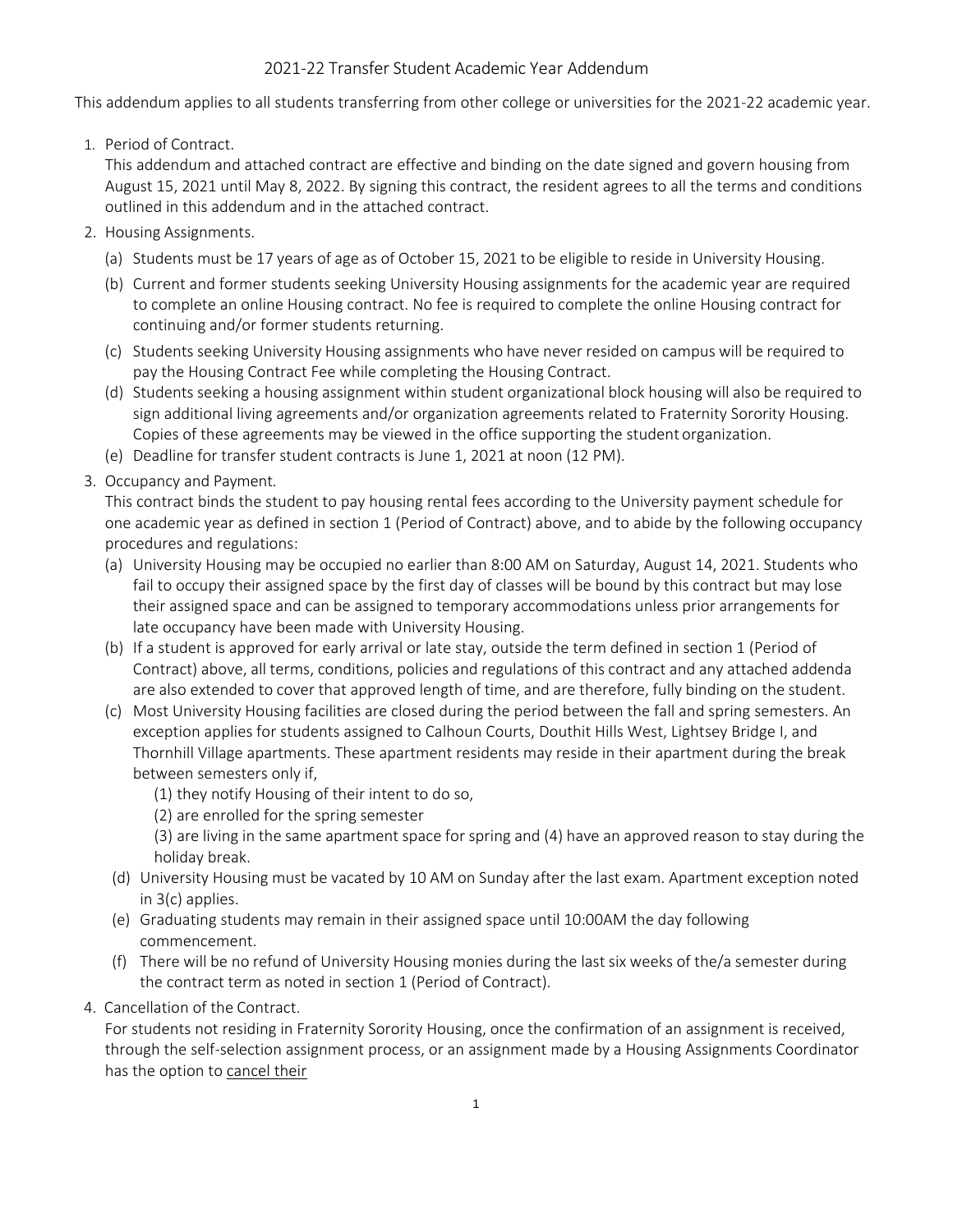# 2021-22 Transfer Student Academic Year Addendum

This addendum applies to all students transferring from other college or universities for the 2021-22 academic year.

1. Period of Contract.
   This addendum and attached contract are effective and binding on the date signed and govern housing from August 15, 2021 until May 8, 2022. By signing this contract, the resident agrees to all the terms and conditions outlined in this addendum and in the attached contract.
2. Housing Assignments.
   (a) Students must be 17 years of age as of October 15, 2021 to be eligible to reside in University Housing.
   (b) Current and former students seeking University Housing assignments for the academic year are required to complete an online Housing contract. No fee is required to complete the online Housing contract for continuing and/or former students returning.
   (c) Students seeking University Housing assignments who have never resided on campus will be required to pay the Housing Contract Fee while completing the Housing Contract.
   (d) Students seeking a housing assignment within student organizational block housing will also be required to sign additional living agreements and/or organization agreements related to Fraternity Sorority Housing. Copies of these agreements may be viewed in the office supporting the student organization.
   (e) Deadline for transfer student contracts is June 1, 2021 at noon (12 PM).
3. Occupancy and Payment.
   This contract binds the student to pay housing rental fees according to the University payment schedule for one academic year as defined in section 1 (Period of Contract) above, and to abide by the following occupancy procedures and regulations:
   (a) University Housing may be occupied no earlier than 8:00 AM on Saturday, August 14, 2021. Students who fail to occupy their assigned space by the first day of classes will be bound by this contract but may lose their assigned space and can be assigned to temporary accommodations unless prior arrangements for late occupancy have been made with University Housing.
   (b) If a student is approved for early arrival or late stay, outside the term defined in section 1 (Period of Contract) above, all terms, conditions, policies and regulations of this contract and any attached addenda are also extended to cover that approved length of time, and are therefore, fully binding on the student.
   (c) Most University Housing facilities are closed during the period between the fall and spring semesters. An exception applies for students assigned to Calhoun Courts, Douthit Hills West, Lightsey Bridge I, and Thornhill Village apartments. These apartment residents may reside in their apartment during the break between semesters only if,
      (1) they notify Housing of their intent to do so,
      (2) are enrolled for the spring semester
      (3) are living in the same apartment space for spring and (4) have an approved reason to stay during the holiday break.
   (d) University Housing must be vacated by 10 AM on Sunday after the last exam. Apartment exception noted in 3(c) applies.
   (e) Graduating students may remain in their assigned space until 10:00AM the day following commencement.
   (f) There will be no refund of University Housing monies during the last six weeks of the/a semester during the contract term as noted in section 1 (Period of Contract).
4. Cancellation of the Contract.
   For students not residing in Fraternity Sorority Housing, once the confirmation of an assignment is received, through the self-selection assignment process, or an assignment made by a Housing Assignments Coordinator has the option to cancel their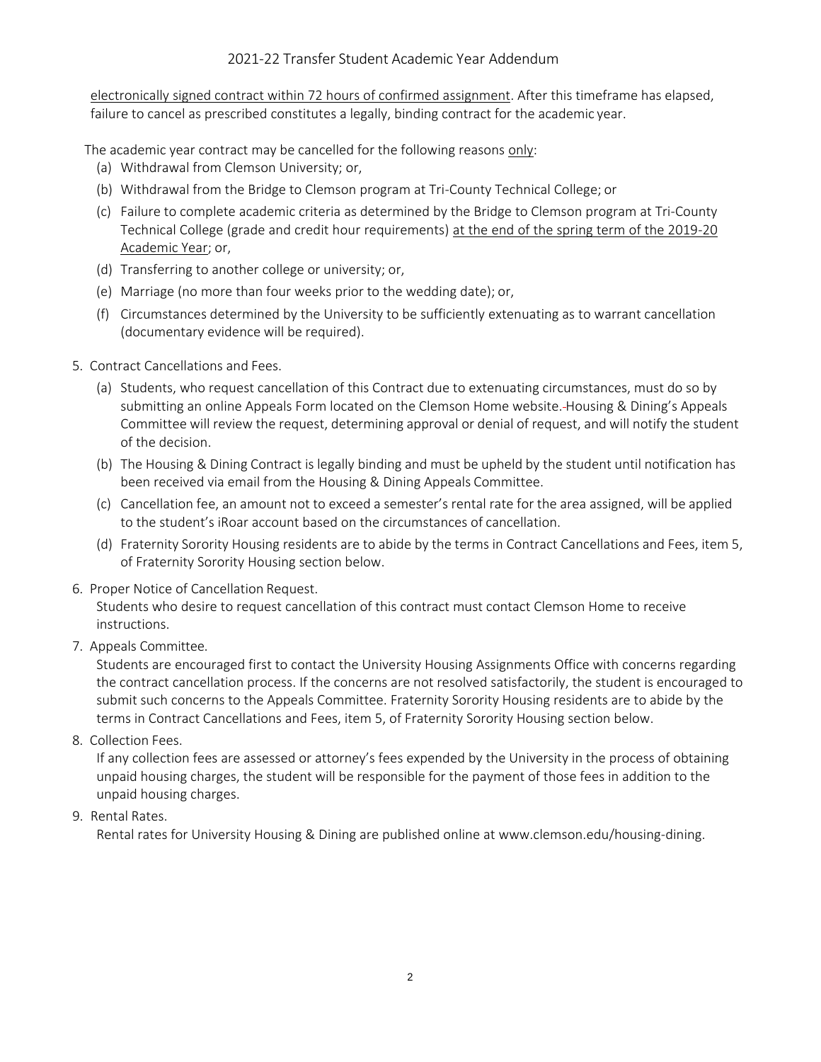<u>electronically signed contract within 72 hours of confirmed assignment</u>. After this timeframe has elapsed, failure to cancel as prescribed constitutes a legally, binding contract for the academic year.

The academic year contract may be cancelled for the following reasons <u>only</u>:

(a) Withdrawal from Clemson University; or,

(b) Withdrawal from the Bridge to Clemson program at Tri-County Technical College; or

(c) Failure to complete academic criteria as determined by the Bridge to Clemson program at Tri-County Technical College (grade and credit hour requirements) <u>at the end of the spring term of the 2019-20 Academic Year</u>; or,

(d) Transferring to another college or university; or,

(e) Marriage (no more than four weeks prior to the wedding date); or,

(f) Circumstances determined by the University to be sufficiently extenuating as to warrant cancellation (documentary evidence will be required).

5. Contract Cancellations and Fees.
   (a) Students, who request cancellation of this Contract due to extenuating circumstances, must do so by submitting an online Appeals Form located on the Clemson Home website. Housing & Dining's Appeals Committee will review the request, determining approval or denial of request, and will notify the student of the decision.
   (b) The Housing & Dining Contract is legally binding and must be upheld by the student until notification has been received via email from the Housing & Dining Appeals Committee.
   (c) Cancellation fee, an amount not to exceed a semester's rental rate for the area assigned, will be applied to the student's iRoar account based on the circumstances of cancellation.
   (d) Fraternity Sorority Housing residents are to abide by the terms in Contract Cancellations and Fees, item 5, of Fraternity Sorority Housing section below.

6. Proper Notice of Cancellation Request.
   Students who desire to request cancellation of this contract must contact Clemson Home to receive instructions.

7. Appeals Committee.
   Students are encouraged first to contact the University Housing Assignments Office with concerns regarding the contract cancellation process. If the concerns are not resolved satisfactorily, the student is encouraged to submit such concerns to the Appeals Committee. Fraternity Sorority Housing residents are to abide by the terms in Contract Cancellations and Fees, item 5, of Fraternity Sorority Housing section below.

8. Collection Fees.
   If any collection fees are assessed or attorney's fees expended by the University in the process of obtaining unpaid housing charges, the student will be responsible for the payment of those fees in addition to the unpaid housing charges.

9. Rental Rates.
   Rental rates for University Housing & Dining are published online at www.clemson.edu/housing-dining.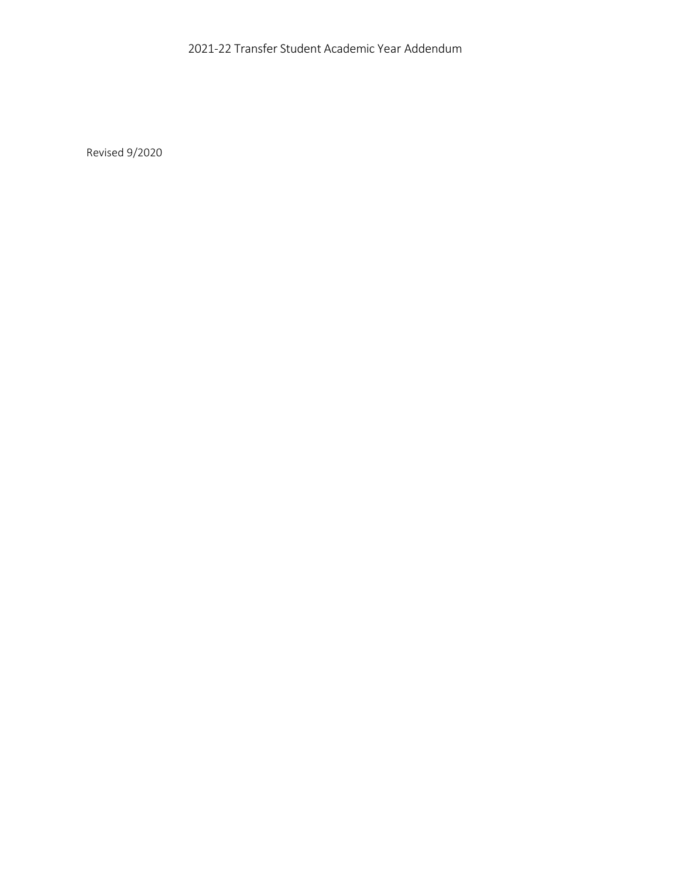Revised 9/2020